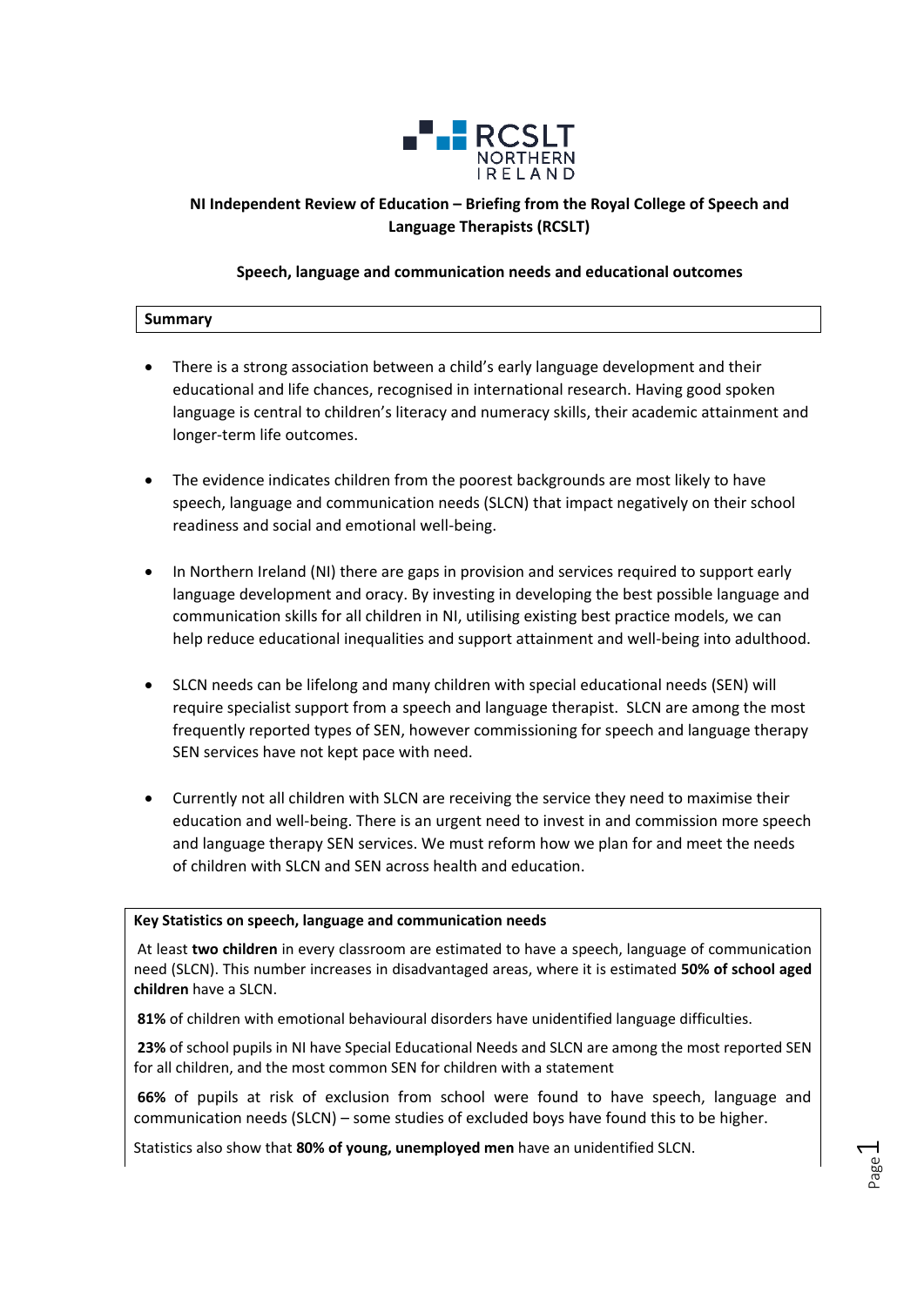**NI Independent Review of Education – Briefing from the Royal College of Speech and Language Therapists (RCSLT)**

**Speech, language and communication needs and educational outcomes**

**Summary**

- There is a strong association between a child's early language development and their educational and life chances, recognised in international research. Having good spoken language is central to children's literacy and numeracy skills, their academic attainment and longer-term life outcomes.
- The evidence indicates children from the poorest backgrounds are most likely to have speech, language and communication needs (SLCN) that impact negatively on their school readiness and social and emotional well-being.
- In Northern Ireland (NI) there are gaps in provision and services required to support early language development and oracy. By investing in developing the best possible language and communication skills for all children in NI, utilising existing best practice models, we can help reduce educational inequalities and support attainment and well-being into adulthood.
- SLCN needs can be lifelong and many children with special educational needs (SEN) will require specialist support from a speech and language therapist. SLCN are among the most frequently reported types of SEN, however commissioning for speech and language therapy SEN services have not kept pace with need.
- Currently not all children with SLCN are receiving the service they need to maximise their education and well-being. There is an urgent need to invest in and commission more speech and language therapy SEN services. We must reform how we plan for and meet the needs of children with SLCN and SEN across health and education.

**Key Statistics on speech, language and communication needs**

At least **two children** in every classroom are estimated to have a speech, language of communication need (SLCN). This number increases in disadvantaged areas, where it is estimated **50% of school aged children** have a SLCN.

**81%** of children with emotional behavioural disorders have unidentified language difficulties.

**23%** of school pupils in NI have Special Educational Needs and SLCN are among the most reported SEN for all children, and the most common SEN for children with a statement

**66%** of pupils at risk of exclusion from school were found to have speech, language and communication needs (SLCN) – some studies of excluded boys have found this to be higher.

Statistics also show that **80% of young, unemployed men** have an unidentified SLCN.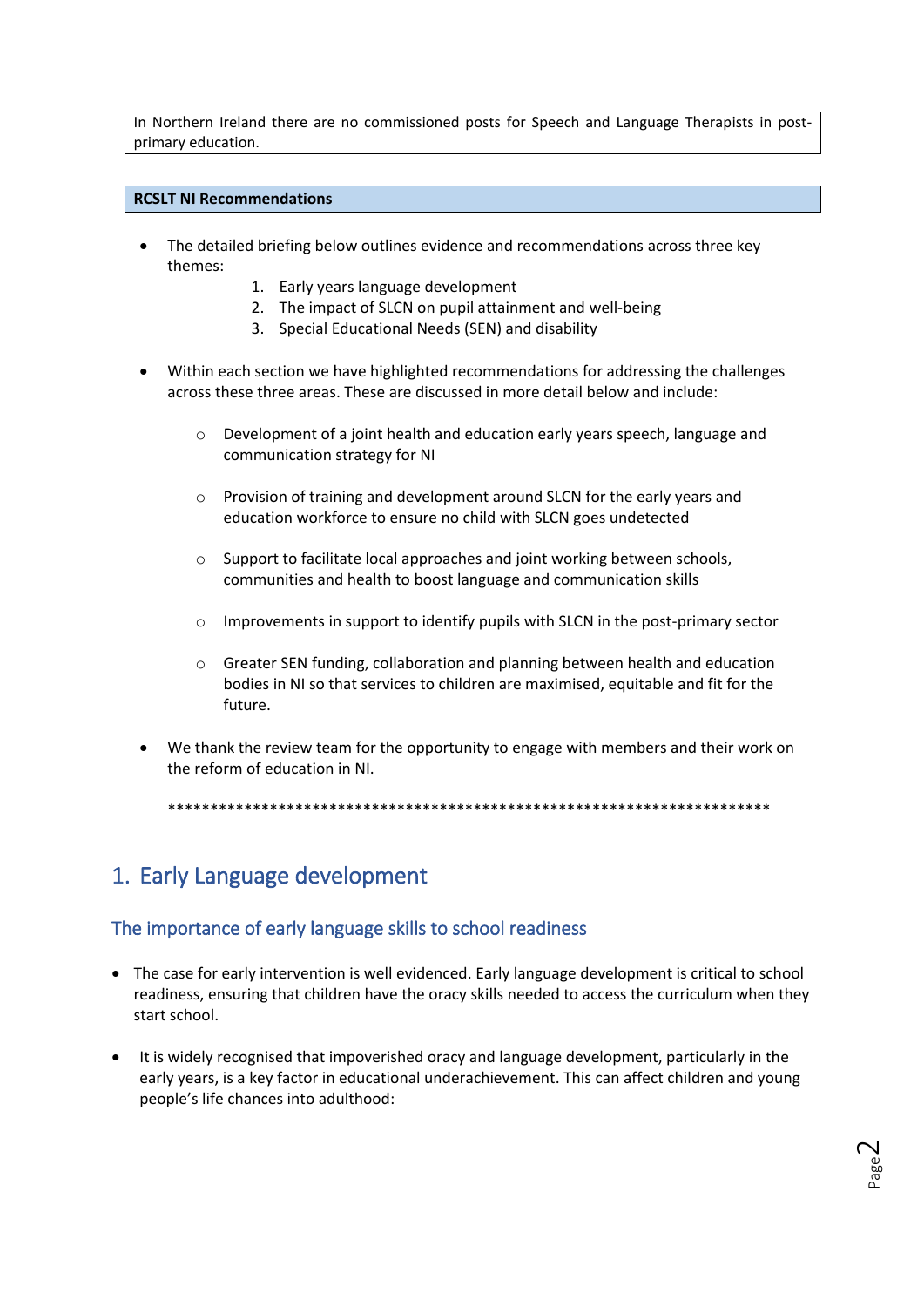In Northern Ireland there are no commissioned posts for Speech and Language Therapists in post-primary education.

**RCSLT NI Recommendations**

- The detailed briefing below outlines evidence and recommendations across three key themes:
    1. Early years language development
    2. The impact of SLCN on pupil attainment and well-being
    3. Special Educational Needs (SEN) and disability

- Within each section we have highlighted recommendations for addressing the challenges across these three areas. These are discussed in more detail below and include:
    - Development of a joint health and education early years speech, language and communication strategy for NI
    - Provision of training and development around SLCN for the early years and education workforce to ensure no child with SLCN goes undetected
    - Support to facilitate local approaches and joint working between schools, communities and health to boost language and communication skills
    - Improvements in support to identify pupils with SLCN in the post-primary sector
    - Greater SEN funding, collaboration and planning between health and education bodies in NI so that services to children are maximised, equitable and fit for the future.

- We thank the review team for the opportunity to engage with members and their work on the reform of education in NI.

*************************************************************************

## 1. Early Language development

### The importance of early language skills to school readiness

- The case for early intervention is well evidenced. Early language development is critical to school readiness, ensuring that children have the oracy skills needed to access the curriculum when they start school.

- It is widely recognised that impoverished oracy and language development, particularly in the early years, is a key factor in educational underachievement. This can affect children and young people's life chances into adulthood: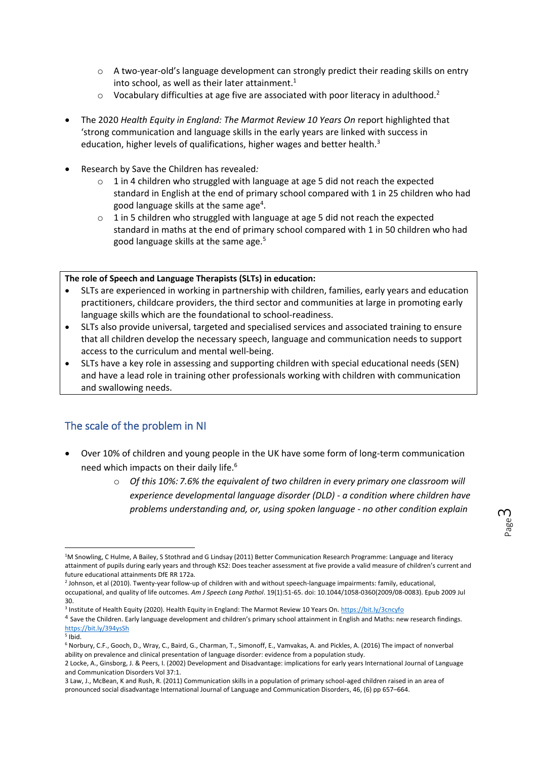- A two-year-old's language development can strongly predict their reading skills on entry into school, as well as their later attainment.[1]
    - Vocabulary difficulties at age five are associated with poor literacy in adulthood.[2]

- The 2020 *Health Equity in England: The Marmot Review 10 Years On* report highlighted that 'strong communication and language skills in the early years are linked with success in education, higher levels of qualifications, higher wages and better health.[3]

- Research by Save the Children has revealed*:*
    - 1 in 4 children who struggled with language at age 5 did not reach the expected standard in English at the end of primary school compared with 1 in 25 children who had good language skills at the same age[4].
    - 1 in 5 children who struggled with language at age 5 did not reach the expected standard in maths at the end of primary school compared with 1 in 50 children who had good language skills at the same age.[5]

**The role of Speech and Language Therapists (SLTs) in education:**

- SLTs are experienced in working in partnership with children, families, early years and education practitioners, childcare providers, the third sector and communities at large in promoting early language skills which are the foundational to school-readiness.
- SLTs also provide universal, targeted and specialised services and associated training to ensure that all children develop the necessary speech, language and communication needs to support access to the curriculum and mental well-being.
- SLTs have a key role in assessing and supporting children with special educational needs (SEN) and have a lead role in training other professionals working with children with communication and swallowing needs.

## The scale of the problem in NI

- Over 10% of children and young people in the UK have some form of long-term communication need which impacts on their daily life.[6]
    - *Of this 10%: 7.6% the equivalent of two children in every primary one classroom will experience developmental language disorder (DLD) - a condition where children have problems understanding and, or, using spoken language - no other condition explain*

---

[1] M Snowling, C Hulme, A Bailey, S Stothrad and G Lindsay (2011) Better Communication Research Programme: Language and literacy attainment of pupils during early years and through KS2: Does teacher assessment at five provide a valid measure of children's current and future educational attainments DfE RR 172a.

[2] Johnson, et al (2010). Twenty-year follow-up of children with and without speech-language impairments: family, educational, occupational, and quality of life outcomes. *Am J Speech Lang Pathol*. 19(1):51-65. doi: 10.1044/1058-0360(2009/08-0083). Epub 2009 Jul 30.

[3] Institute of Health Equity (2020). Health Equity in England: The Marmot Review 10 Years On. https://bit.ly/3cncyfo

[4] Save the Children. Early language development and children's primary school attainment in English and Maths: new research findings. https://bit.ly/394ysSh

[5] Ibid.

[6] Norbury, C.F., Gooch, D., Wray, C., Baird, G., Charman, T., Simonoff, E., Vamvakas, A. and Pickles, A. (2016) The impact of nonverbal ability on prevalence and clinical presentation of language disorder: evidence from a population study.

2 Locke, A., Ginsborg, J. & Peers, I. (2002) Development and Disadvantage: implications for early years International Journal of Language and Communication Disorders Vol 37:1.

3 Law, J., McBean, K and Rush, R. (2011) Communication skills in a population of primary school-aged children raised in an area of pronounced social disadvantage International Journal of Language and Communication Disorders, 46, (6) pp 657–664.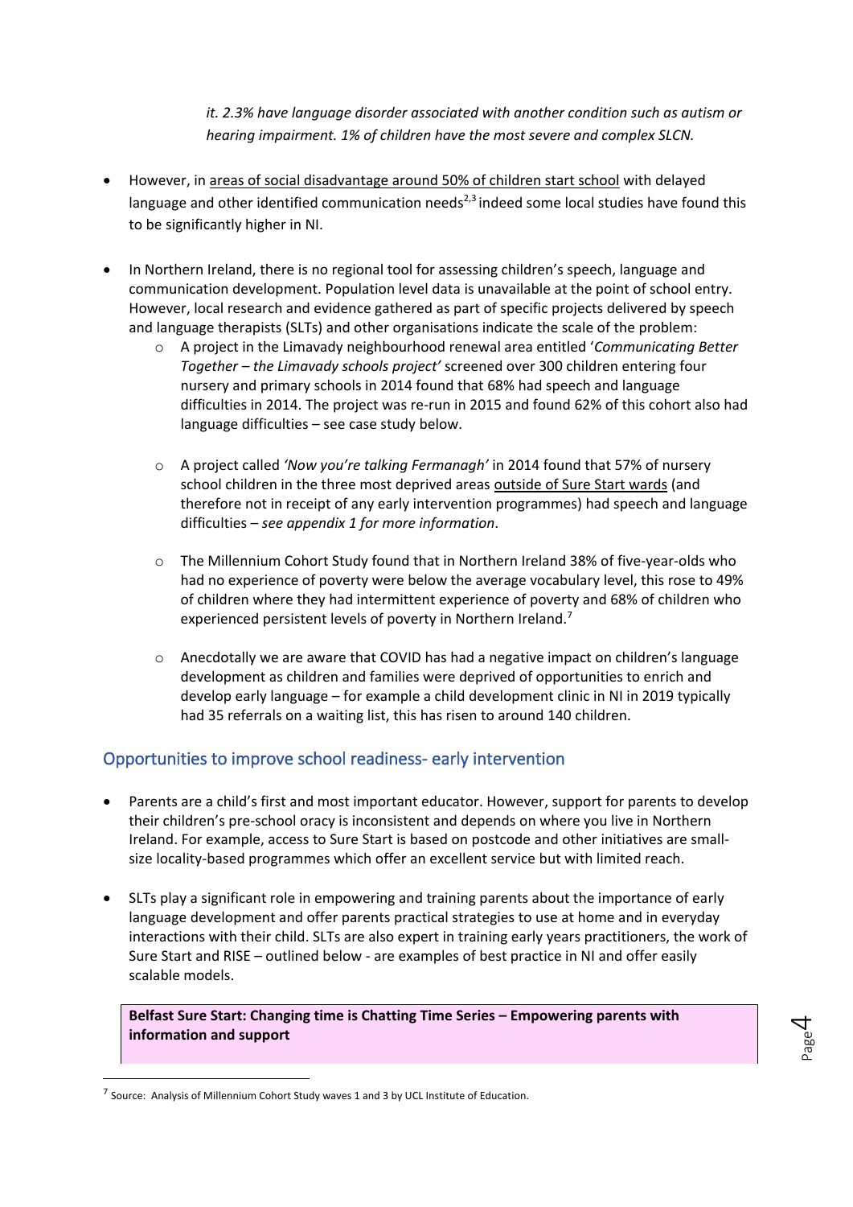*it. 2.3% have language disorder associated with another condition such as autism or hearing impairment. 1% of children have the most severe and complex SLCN.*

- However, in areas of social disadvantage around 50% of children start school with delayed language and other identified communication needs[2,3] indeed some local studies have found this to be significantly higher in NI.

- In Northern Ireland, there is no regional tool for assessing children's speech, language and communication development. Population level data is unavailable at the point of school entry. However, local research and evidence gathered as part of specific projects delivered by speech and language therapists (SLTs) and other organisations indicate the scale of the problem:
  - A project in the Limavady neighbourhood renewal area entitled '*Communicating Better Together – the Limavady schools project'* screened over 300 children entering four nursery and primary schools in 2014 found that 68% had speech and language difficulties in 2014. The project was re-run in 2015 and found 62% of this cohort also had language difficulties – see case study below.

  - A project called *'Now you're talking Fermanagh'* in 2014 found that 57% of nursery school children in the three most deprived areas outside of Sure Start wards (and therefore not in receipt of any early intervention programmes) had speech and language difficulties – *see appendix 1 for more information*.

  - The Millennium Cohort Study found that in Northern Ireland 38% of five-year-olds who had no experience of poverty were below the average vocabulary level, this rose to 49% of children where they had intermittent experience of poverty and 68% of children who experienced persistent levels of poverty in Northern Ireland.[7]

  - Anecdotally we are aware that COVID has had a negative impact on children's language development as children and families were deprived of opportunities to enrich and develop early language – for example a child development clinic in NI in 2019 typically had 35 referrals on a waiting list, this has risen to around 140 children.

## Opportunities to improve school readiness- early intervention

- Parents are a child's first and most important educator. However, support for parents to develop their children's pre-school oracy is inconsistent and depends on where you live in Northern Ireland. For example, access to Sure Start is based on postcode and other initiatives are small-size locality-based programmes which offer an excellent service but with limited reach.

- SLTs play a significant role in empowering and training parents about the importance of early language development and offer parents practical strategies to use at home and in everyday interactions with their child. SLTs are also expert in training early years practitioners, the work of Sure Start and RISE – outlined below - are examples of best practice in NI and offer easily scalable models.

**Belfast Sure Start: Changing time is Chatting Time Series – Empowering parents with information and support**

[7] Source: Analysis of Millennium Cohort Study waves 1 and 3 by UCL Institute of Education.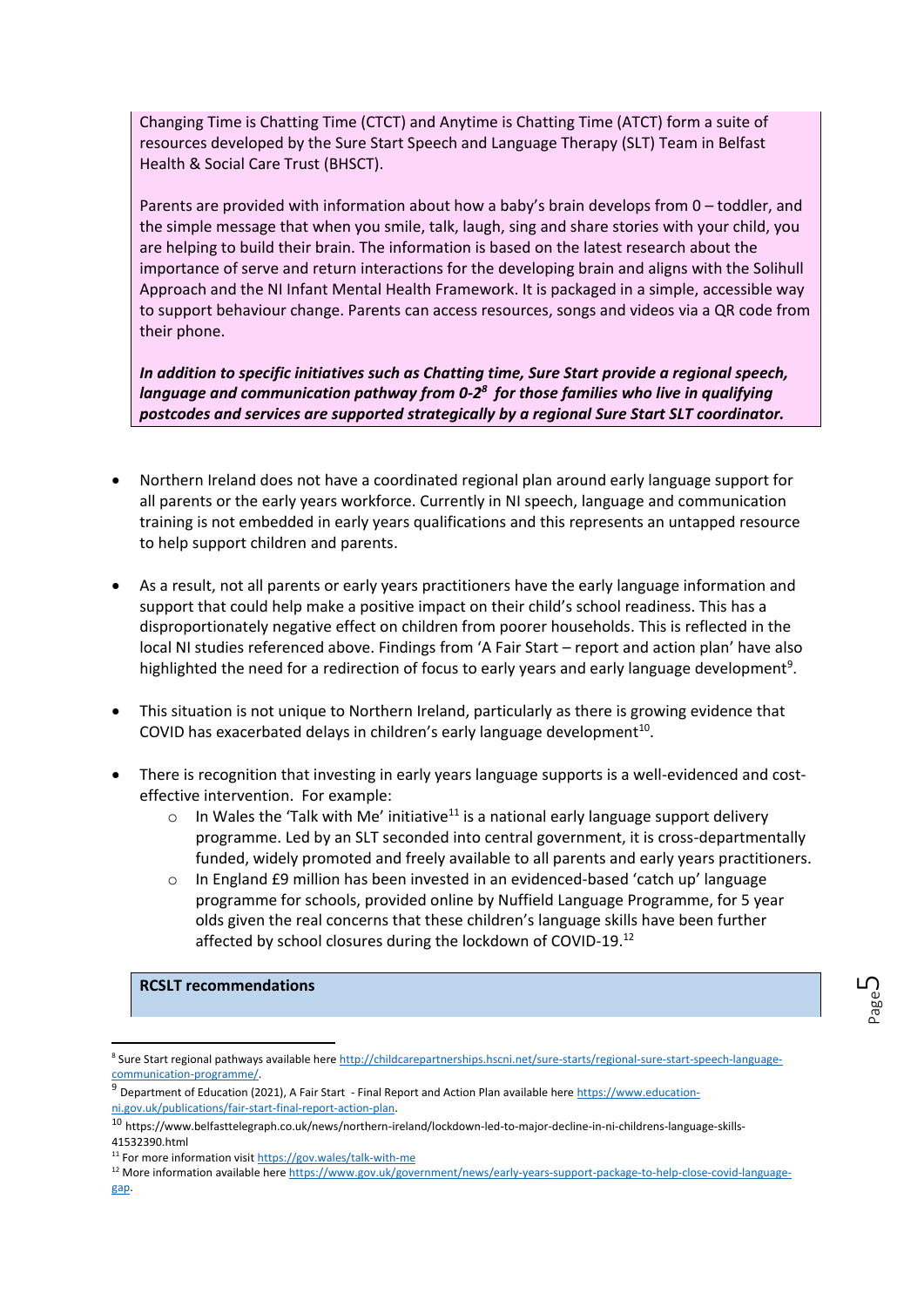Changing Time is Chatting Time (CTCT) and Anytime is Chatting Time (ATCT) form a suite of resources developed by the Sure Start Speech and Language Therapy (SLT) Team in Belfast Health & Social Care Trust (BHSCT).

Parents are provided with information about how a baby's brain develops from 0 – toddler, and the simple message that when you smile, talk, laugh, sing and share stories with your child, you are helping to build their brain. The information is based on the latest research about the importance of serve and return interactions for the developing brain and aligns with the Solihull Approach and the NI Infant Mental Health Framework. It is packaged in a simple, accessible way to support behaviour change. Parents can access resources, songs and videos via a QR code from their phone.

***In addition to specific initiatives such as Chatting time, Sure Start provide a regional speech, language and communication pathway from 0-2[8] for those families who live in qualifying postcodes and services are supported strategically by a regional Sure Start SLT coordinator.***

- Northern Ireland does not have a coordinated regional plan around early language support for all parents or the early years workforce. Currently in NI speech, language and communication training is not embedded in early years qualifications and this represents an untapped resource to help support children and parents.

- As a result, not all parents or early years practitioners have the early language information and support that could help make a positive impact on their child's school readiness. This has a disproportionately negative effect on children from poorer households. This is reflected in the local NI studies referenced above. Findings from 'A Fair Start – report and action plan' have also highlighted the need for a redirection of focus to early years and early language development[9].

- This situation is not unique to Northern Ireland, particularly as there is growing evidence that COVID has exacerbated delays in children's early language development[10].

- There is recognition that investing in early years language supports is a well-evidenced and cost-effective intervention. For example:
  - In Wales the 'Talk with Me' initiative[11] is a national early language support delivery programme. Led by an SLT seconded into central government, it is cross-departmentally funded, widely promoted and freely available to all parents and early years practitioners.
  - In England £9 million has been invested in an evidenced-based 'catch up' language programme for schools, provided online by Nuffield Language Programme, for 5 year olds given the real concerns that these children's language skills have been further affected by school closures during the lockdown of COVID-19.[12]

**RCSLT recommendations**

---

[8] Sure Start regional pathways available here http://childcarepartnerships.hscni.net/sure-starts/regional-sure-start-speech-language-communication-programme/.

[9] Department of Education (2021), A Fair Start - Final Report and Action Plan available here https://www.education-ni.gov.uk/publications/fair-start-final-report-action-plan.

[10] https://www.belfasttelegraph.co.uk/news/northern-ireland/lockdown-led-to-major-decline-in-ni-childrens-language-skills-41532390.html

[11] For more information visit https://gov.wales/talk-with-me

[12] More information available here https://www.gov.uk/government/news/early-years-support-package-to-help-close-covid-language-gap.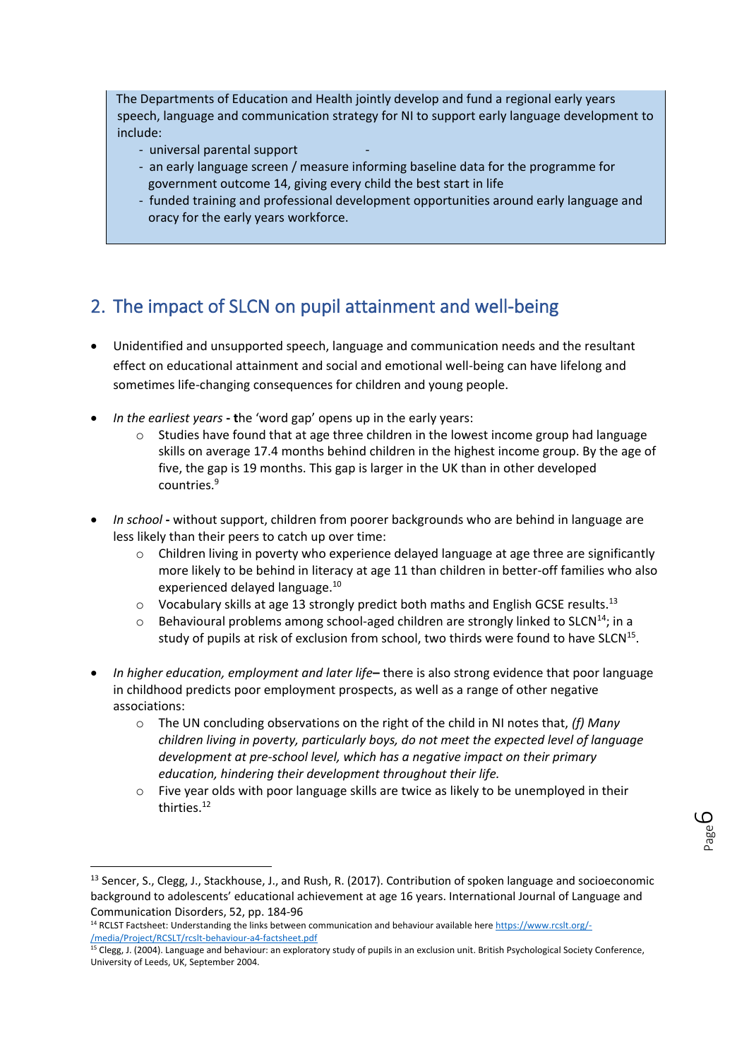The Departments of Education and Health jointly develop and fund a regional early years speech, language and communication strategy for NI to support early language development to include:

- universal parental support
- an early language screen / measure informing baseline data for the programme for government outcome 14, giving every child the best start in life
- funded training and professional development opportunities around early language and oracy for the early years workforce.

## 2. The impact of SLCN on pupil attainment and well-being

- Unidentified and unsupported speech, language and communication needs and the resultant effect on educational attainment and social and emotional well-being can have lifelong and sometimes life-changing consequences for children and young people.

- *In the earliest years* **- t**he 'word gap' opens up in the early years:
    - Studies have found that at age three children in the lowest income group had language skills on average 17.4 months behind children in the highest income group. By the age of five, the gap is 19 months. This gap is larger in the UK than in other developed countries.[9]

- *In school* **-** without support, children from poorer backgrounds who are behind in language are less likely than their peers to catch up over time:
    - Children living in poverty who experience delayed language at age three are significantly more likely to be behind in literacy at age 11 than children in better-off families who also experienced delayed language.[10]
    - Vocabulary skills at age 13 strongly predict both maths and English GCSE results.[13]
    - Behavioural problems among school-aged children are strongly linked to SLCN[14]; in a study of pupils at risk of exclusion from school, two thirds were found to have SLCN[15].

- *In higher education, employment and later life***–** there is also strong evidence that poor language in childhood predicts poor employment prospects, as well as a range of other negative associations:
    - The UN concluding observations on the right of the child in NI notes that, *(f) Many children living in poverty, particularly boys, do not meet the expected level of language development at pre-school level, which has a negative impact on their primary education, hindering their development throughout their life.*
    - Five year olds with poor language skills are twice as likely to be unemployed in their thirties.[12]

---

[13] Sencer, S., Clegg, J., Stackhouse, J., and Rush, R. (2017). Contribution of spoken language and socioeconomic background to adolescents' educational achievement at age 16 years. International Journal of Language and Communication Disorders, 52, pp. 184-96

[14] RCLST Factsheet: Understanding the links between communication and behaviour available here https://www.rcslt.org/-/media/Project/RCSLT/rcslt-behaviour-a4-factsheet.pdf

[15] Clegg, J. (2004). Language and behaviour: an exploratory study of pupils in an exclusion unit. British Psychological Society Conference, University of Leeds, UK, September 2004.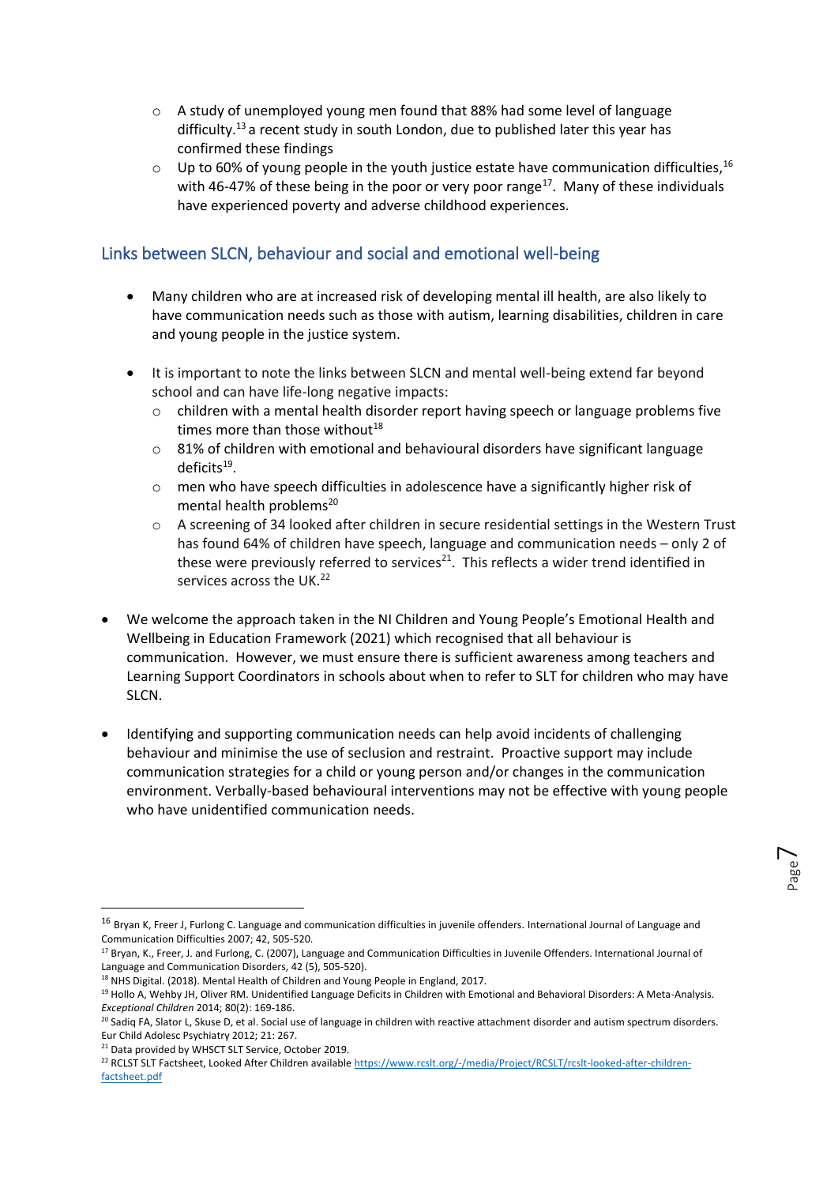- A study of unemployed young men found that 88% had some level of language difficulty.[13] a recent study in south London, due to published later this year has confirmed these findings
  - Up to 60% of young people in the youth justice estate have communication difficulties,[16] with 46-47% of these being in the poor or very poor range[17]. Many of these individuals have experienced poverty and adverse childhood experiences.

## Links between SLCN, behaviour and social and emotional well-being

- Many children who are at increased risk of developing mental ill health, are also likely to have communication needs such as those with autism, learning disabilities, children in care and young people in the justice system.

- It is important to note the links between SLCN and mental well-being extend far beyond school and can have life-long negative impacts:
  - children with a mental health disorder report having speech or language problems five times more than those without[18]
  - 81% of children with emotional and behavioural disorders have significant language deficits[19].
  - men who have speech difficulties in adolescence have a significantly higher risk of mental health problems[20]
  - A screening of 34 looked after children in secure residential settings in the Western Trust has found 64% of children have speech, language and communication needs – only 2 of these were previously referred to services[21]. This reflects a wider trend identified in services across the UK.[22]

- We welcome the approach taken in the NI Children and Young People's Emotional Health and Wellbeing in Education Framework (2021) which recognised that all behaviour is communication. However, we must ensure there is sufficient awareness among teachers and Learning Support Coordinators in schools about when to refer to SLT for children who may have SLCN.

- Identifying and supporting communication needs can help avoid incidents of challenging behaviour and minimise the use of seclusion and restraint. Proactive support may include communication strategies for a child or young person and/or changes in the communication environment. Verbally-based behavioural interventions may not be effective with young people who have unidentified communication needs.

---

[16] Bryan K, Freer J, Furlong C. Language and communication difficulties in juvenile offenders. International Journal of Language and Communication Difficulties 2007; 42, 505-520.

[17] Bryan, K., Freer, J. and Furlong, C. (2007), Language and Communication Difficulties in Juvenile Offenders. International Journal of Language and Communication Disorders, 42 (5), 505-520).

[18] NHS Digital. (2018). Mental Health of Children and Young People in England, 2017.

[19] Hollo A, Wehby JH, Oliver RM. Unidentified Language Deficits in Children with Emotional and Behavioral Disorders: A Meta-Analysis. *Exceptional Children* 2014; 80(2): 169-186.

[20] Sadiq FA, Slator L, Skuse D, et al. Social use of language in children with reactive attachment disorder and autism spectrum disorders. Eur Child Adolesc Psychiatry 2012; 21: 267.

[21] Data provided by WHSCT SLT Service, October 2019.

[22] RCLST SLT Factsheet, Looked After Children available https://www.rcslt.org/-/media/Project/RCSLT/rcslt-looked-after-children-factsheet.pdf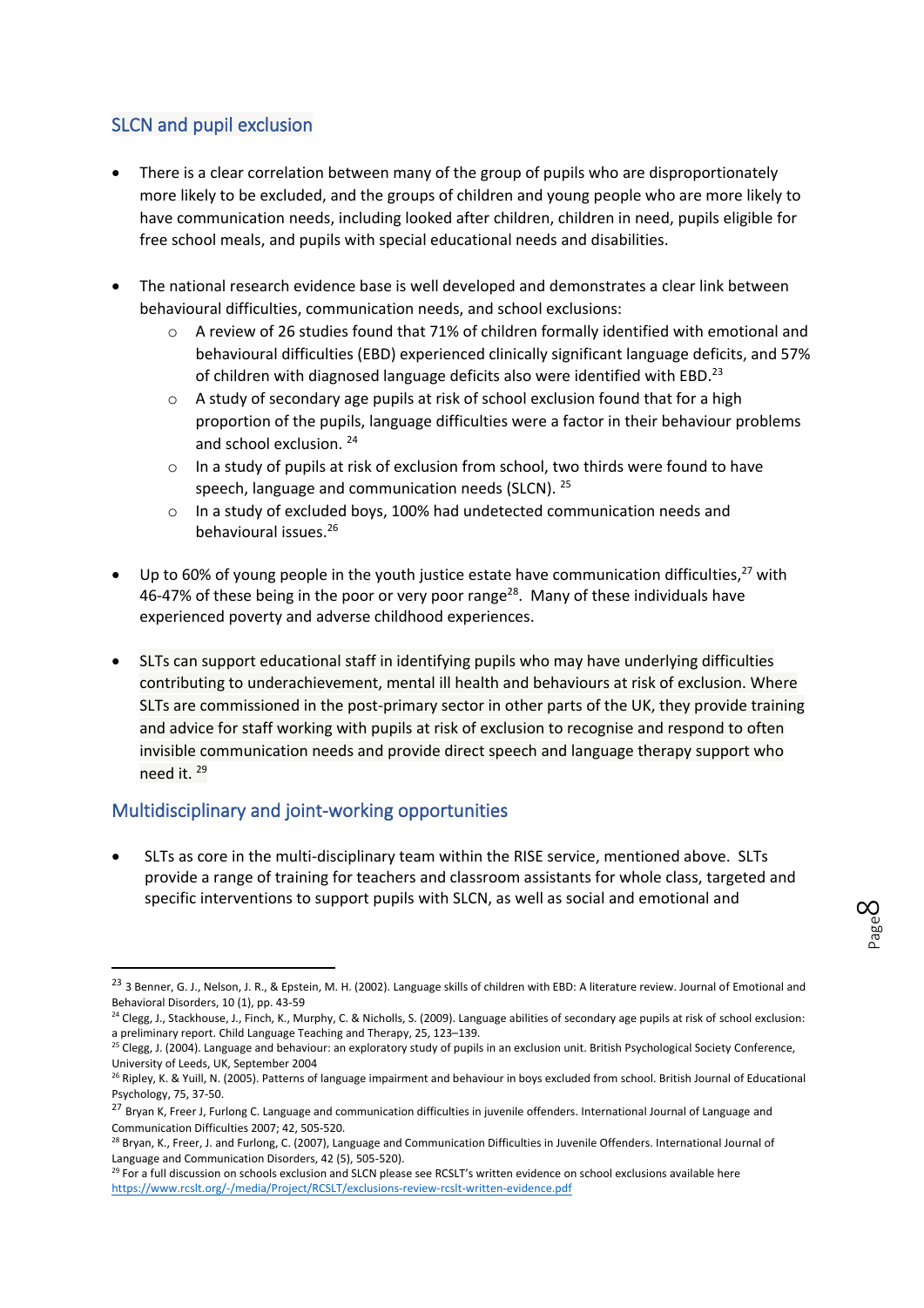## SLCN and pupil exclusion

- There is a clear correlation between many of the group of pupils who are disproportionately more likely to be excluded, and the groups of children and young people who are more likely to have communication needs, including looked after children, children in need, pupils eligible for free school meals, and pupils with special educational needs and disabilities.

- The national research evidence base is well developed and demonstrates a clear link between behavioural difficulties, communication needs, and school exclusions:
    - A review of 26 studies found that 71% of children formally identified with emotional and behavioural difficulties (EBD) experienced clinically significant language deficits, and 57% of children with diagnosed language deficits also were identified with EBD.[23]
    - A study of secondary age pupils at risk of school exclusion found that for a high proportion of the pupils, language difficulties were a factor in their behaviour problems and school exclusion. [24]
    - In a study of pupils at risk of exclusion from school, two thirds were found to have speech, language and communication needs (SLCN). [25]
    - In a study of excluded boys, 100% had undetected communication needs and behavioural issues.[26]

- Up to 60% of young people in the youth justice estate have communication difficulties,[27] with 46-47% of these being in the poor or very poor range[28]. Many of these individuals have experienced poverty and adverse childhood experiences.

- SLTs can support educational staff in identifying pupils who may have underlying difficulties contributing to underachievement, mental ill health and behaviours at risk of exclusion. Where SLTs are commissioned in the post-primary sector in other parts of the UK, they provide training and advice for staff working with pupils at risk of exclusion to recognise and respond to often invisible communication needs and provide direct speech and language therapy support who need it. [29]

## Multidisciplinary and joint-working opportunities

- SLTs as core in the multi-disciplinary team within the RISE service, mentioned above. SLTs provide a range of training for teachers and classroom assistants for whole class, targeted and specific interventions to support pupils with SLCN, as well as social and emotional and

---

[23] 3 Benner, G. J., Nelson, J. R., & Epstein, M. H. (2002). Language skills of children with EBD: A literature review. Journal of Emotional and Behavioral Disorders, 10 (1), pp. 43-59

[24] Clegg, J., Stackhouse, J., Finch, K., Murphy, C. & Nicholls, S. (2009). Language abilities of secondary age pupils at risk of school exclusion: a preliminary report. Child Language Teaching and Therapy, 25, 123–139.

[25] Clegg, J. (2004). Language and behaviour: an exploratory study of pupils in an exclusion unit. British Psychological Society Conference, University of Leeds, UK, September 2004

[26] Ripley, K. & Yuill, N. (2005). Patterns of language impairment and behaviour in boys excluded from school. British Journal of Educational Psychology, 75, 37-50.

[27] Bryan K, Freer J, Furlong C. Language and communication difficulties in juvenile offenders. International Journal of Language and Communication Difficulties 2007; 42, 505-520.

[28] Bryan, K., Freer, J. and Furlong, C. (2007), Language and Communication Difficulties in Juvenile Offenders. International Journal of Language and Communication Disorders, 42 (5), 505-520).

[29] For a full discussion on schools exclusion and SLCN please see RCSLT's written evidence on school exclusions available here https://www.rcslt.org/-/media/Project/RCSLT/exclusions-review-rcslt-written-evidence.pdf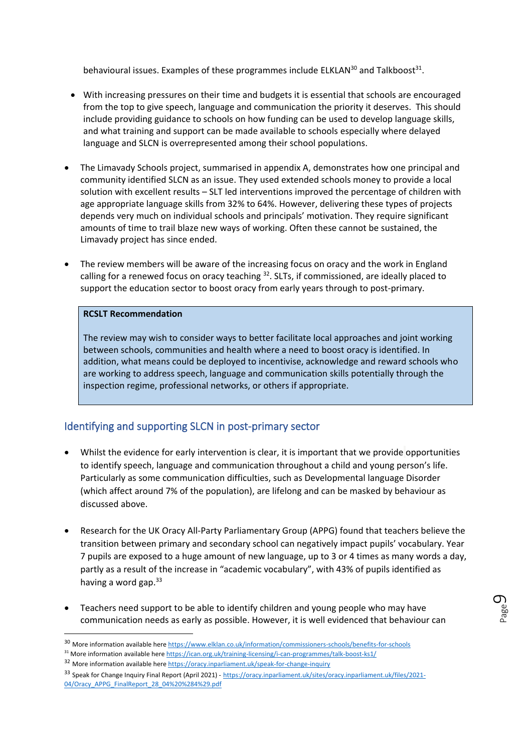behavioural issues. Examples of these programmes include ELKLAN[30] and Talkboost[31].

- With increasing pressures on their time and budgets it is essential that schools are encouraged from the top to give speech, language and communication the priority it deserves. This should include providing guidance to schools on how funding can be used to develop language skills, and what training and support can be made available to schools especially where delayed language and SLCN is overrepresented among their school populations.

- The Limavady Schools project, summarised in appendix A, demonstrates how one principal and community identified SLCN as an issue. They used extended schools money to provide a local solution with excellent results – SLT led interventions improved the percentage of children with age appropriate language skills from 32% to 64%. However, delivering these types of projects depends very much on individual schools and principals' motivation. They require significant amounts of time to trail blaze new ways of working. Often these cannot be sustained, the Limavady project has since ended.

- The review members will be aware of the increasing focus on oracy and the work in England calling for a renewed focus on oracy teaching [32]. SLTs, if commissioned, are ideally placed to support the education sector to boost oracy from early years through to post-primary.

> **RCSLT Recommendation**
>
> The review may wish to consider ways to better facilitate local approaches and joint working between schools, communities and health where a need to boost oracy is identified. In addition, what means could be deployed to incentivise, acknowledge and reward schools who are working to address speech, language and communication skills potentially through the inspection regime, professional networks, or others if appropriate.

## Identifying and supporting SLCN in post-primary sector

- Whilst the evidence for early intervention is clear, it is important that we provide opportunities to identify speech, language and communication throughout a child and young person's life. Particularly as some communication difficulties, such as Developmental language Disorder (which affect around 7% of the population), are lifelong and can be masked by behaviour as discussed above.

- Research for the UK Oracy All-Party Parliamentary Group (APPG) found that teachers believe the transition between primary and secondary school can negatively impact pupils' vocabulary. Year 7 pupils are exposed to a huge amount of new language, up to 3 or 4 times as many words a day, partly as a result of the increase in "academic vocabulary", with 43% of pupils identified as having a word gap.[33]

- Teachers need support to be able to identify children and young people who may have communication needs as early as possible. However, it is well evidenced that behaviour can

---

[30] More information available here https://www.elklan.co.uk/information/commissioners-schools/benefits-for-schools

[31] More information available here https://ican.org.uk/training-licensing/i-can-programmes/talk-boost-ks1/

[32] More information available here https://oracy.inparliament.uk/speak-for-change-inquiry

[33] Speak for Change Inquiry Final Report (April 2021) - https://oracy.inparliament.uk/sites/oracy.inparliament.uk/files/2021-04/Oracy_APPG_FinalReport_28_04%20%284%29.pdf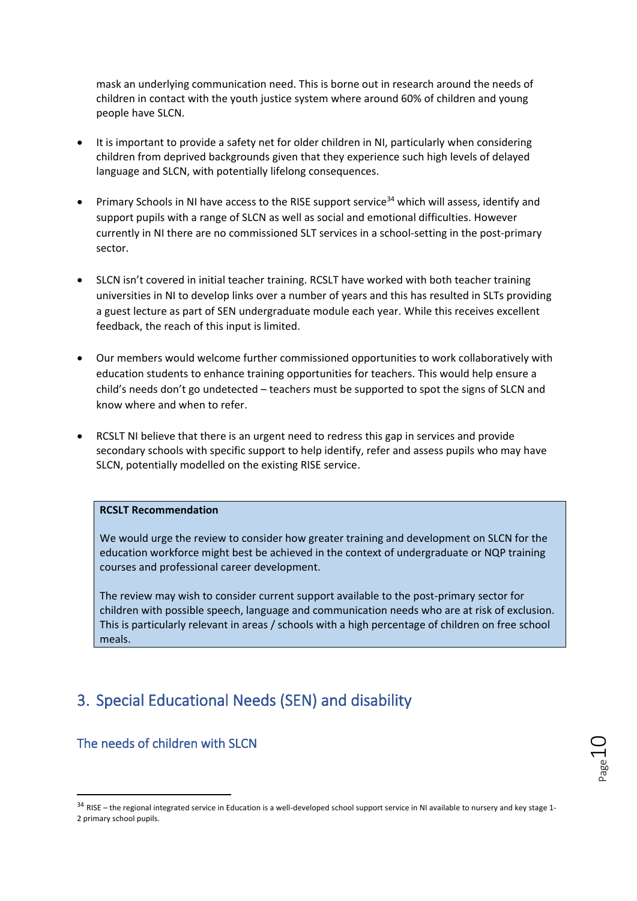mask an underlying communication need. This is borne out in research around the needs of children in contact with the youth justice system where around 60% of children and young people have SLCN.

- It is important to provide a safety net for older children in NI, particularly when considering children from deprived backgrounds given that they experience such high levels of delayed language and SLCN, with potentially lifelong consequences.

- Primary Schools in NI have access to the RISE support service[34] which will assess, identify and support pupils with a range of SLCN as well as social and emotional difficulties. However currently in NI there are no commissioned SLT services in a school-setting in the post-primary sector.

- SLCN isn't covered in initial teacher training. RCSLT have worked with both teacher training universities in NI to develop links over a number of years and this has resulted in SLTs providing a guest lecture as part of SEN undergraduate module each year. While this receives excellent feedback, the reach of this input is limited.

- Our members would welcome further commissioned opportunities to work collaboratively with education students to enhance training opportunities for teachers. This would help ensure a child's needs don't go undetected – teachers must be supported to spot the signs of SLCN and know where and when to refer.

- RCSLT NI believe that there is an urgent need to redress this gap in services and provide secondary schools with specific support to help identify, refer and assess pupils who may have SLCN, potentially modelled on the existing RISE service.

> **RCSLT Recommendation**
>
> We would urge the review to consider how greater training and development on SLCN for the education workforce might best be achieved in the context of undergraduate or NQP training courses and professional career development.
>
> The review may wish to consider current support available to the post-primary sector for children with possible speech, language and communication needs who are at risk of exclusion. This is particularly relevant in areas / schools with a high percentage of children on free school meals.

## 3. Special Educational Needs (SEN) and disability

### The needs of children with SLCN

---

[34] RISE – the regional integrated service in Education is a well-developed school support service in NI available to nursery and key stage 1-2 primary school pupils.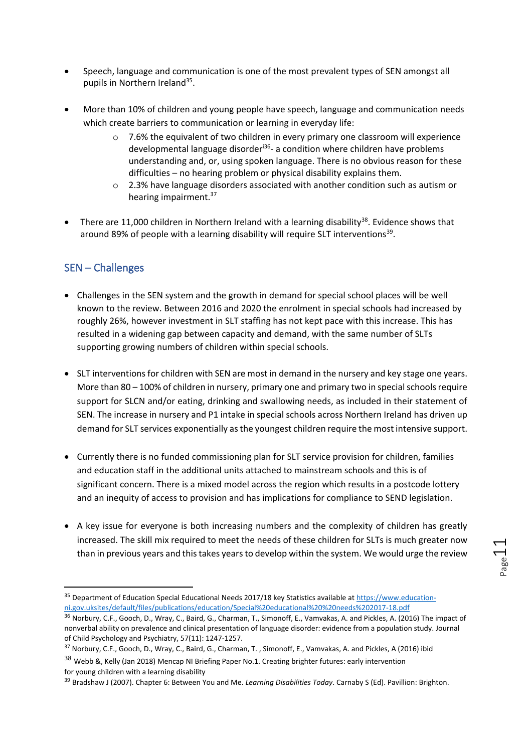- Speech, language and communication is one of the most prevalent types of SEN amongst all pupils in Northern Ireland[35].

- More than 10% of children and young people have speech, language and communication needs which create barriers to communication or learning in everyday life:
    - 7.6% the equivalent of two children in every primary one classroom will experience developmental language disorder[i36]- a condition where children have problems understanding and, or, using spoken language. There is no obvious reason for these difficulties – no hearing problem or physical disability explains them.
    - 2.3% have language disorders associated with another condition such as autism or hearing impairment.[37]

- There are 11,000 children in Northern Ireland with a learning disability[38]. Evidence shows that around 89% of people with a learning disability will require SLT interventions[39].

## SEN – Challenges

- Challenges in the SEN system and the growth in demand for special school places will be well known to the review. Between 2016 and 2020 the enrolment in special schools had increased by roughly 26%, however investment in SLT staffing has not kept pace with this increase. This has resulted in a widening gap between capacity and demand, with the same number of SLTs supporting growing numbers of children within special schools.

- SLT interventions for children with SEN are most in demand in the nursery and key stage one years. More than 80 – 100% of children in nursery, primary one and primary two in special schools require support for SLCN and/or eating, drinking and swallowing needs, as included in their statement of SEN. The increase in nursery and P1 intake in special schools across Northern Ireland has driven up demand for SLT services exponentially as the youngest children require the most intensive support.

- Currently there is no funded commissioning plan for SLT service provision for children, families and education staff in the additional units attached to mainstream schools and this is of significant concern. There is a mixed model across the region which results in a postcode lottery and an inequity of access to provision and has implications for compliance to SEND legislation.

- A key issue for everyone is both increasing numbers and the complexity of children has greatly increased. The skill mix required to meet the needs of these children for SLTs is much greater now than in previous years and this takes years to develop within the system. We would urge the review

---

[35] Department of Education Special Educational Needs 2017/18 key Statistics available at https://www.education-ni.gov.uksites/default/files/publications/education/Special%20educational%20%20needs%202017-18.pdf

[36] Norbury, C.F., Gooch, D., Wray, C., Baird, G., Charman, T., Simonoff, E., Vamvakas, A. and Pickles, A. (2016) The impact of nonverbal ability on prevalence and clinical presentation of language disorder: evidence from a population study. Journal of Child Psychology and Psychiatry, 57(11): 1247-1257.

[37] Norbury, C.F., Gooch, D., Wray, C., Baird, G., Charman, T. , Simonoff, E., Vamvakas, A. and Pickles, A (2016) ibid

[38] Webb &, Kelly (Jan 2018) Mencap NI Briefing Paper No.1. Creating brighter futures: early intervention for young children with a learning disability

[39] Bradshaw J (2007). Chapter 6: Between You and Me. *Learning Disabilities Today*. Carnaby S (Ed). Pavillion: Brighton.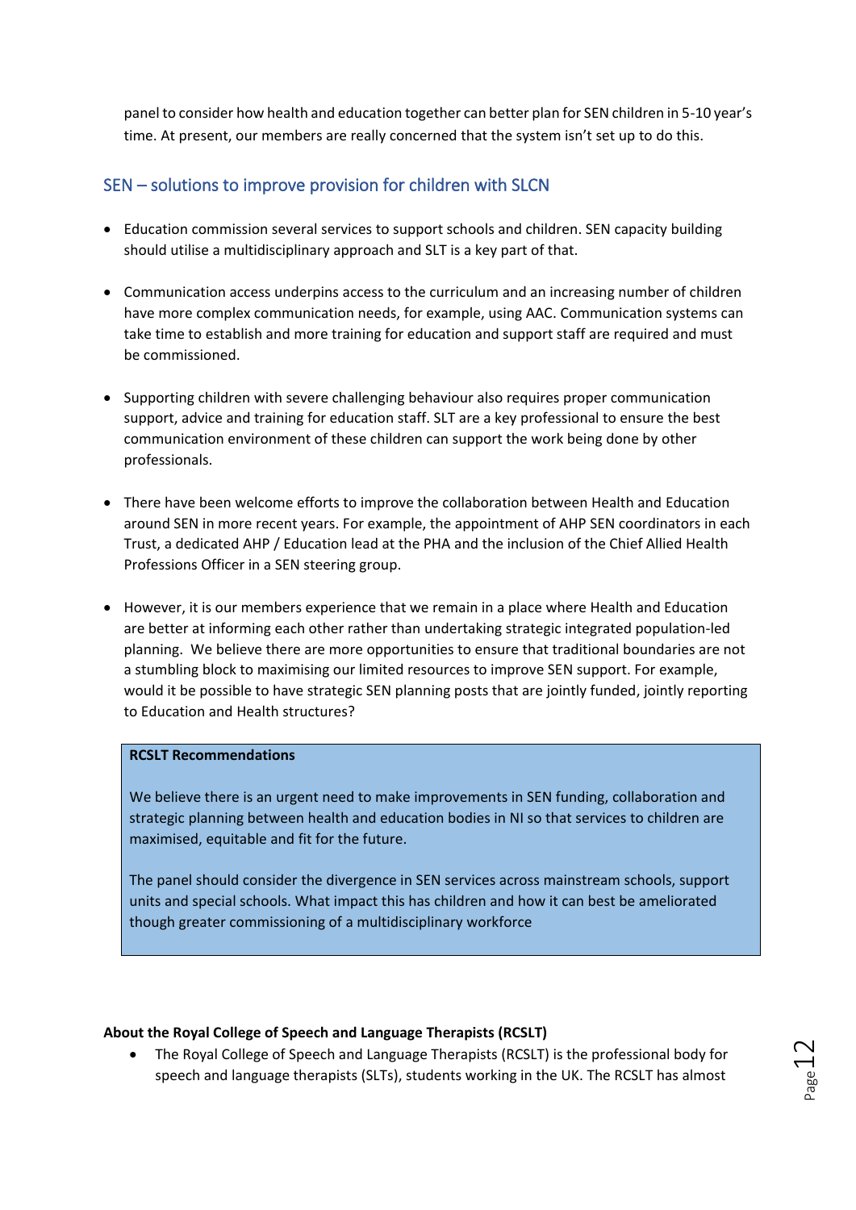panel to consider how health and education together can better plan for SEN children in 5-10 year's time. At present, our members are really concerned that the system isn't set up to do this.

## SEN – solutions to improve provision for children with SLCN

- Education commission several services to support schools and children. SEN capacity building should utilise a multidisciplinary approach and SLT is a key part of that.

- Communication access underpins access to the curriculum and an increasing number of children have more complex communication needs, for example, using AAC. Communication systems can take time to establish and more training for education and support staff are required and must be commissioned.

- Supporting children with severe challenging behaviour also requires proper communication support, advice and training for education staff. SLT are a key professional to ensure the best communication environment of these children can support the work being done by other professionals.

- There have been welcome efforts to improve the collaboration between Health and Education around SEN in more recent years. For example, the appointment of AHP SEN coordinators in each Trust, a dedicated AHP / Education lead at the PHA and the inclusion of the Chief Allied Health Professions Officer in a SEN steering group.

- However, it is our members experience that we remain in a place where Health and Education are better at informing each other rather than undertaking strategic integrated population-led planning. We believe there are more opportunities to ensure that traditional boundaries are not a stumbling block to maximising our limited resources to improve SEN support. For example, would it be possible to have strategic SEN planning posts that are jointly funded, jointly reporting to Education and Health structures?

**RCSLT Recommendations**

We believe there is an urgent need to make improvements in SEN funding, collaboration and strategic planning between health and education bodies in NI so that services to children are maximised, equitable and fit for the future.

The panel should consider the divergence in SEN services across mainstream schools, support units and special schools. What impact this has children and how it can best be ameliorated though greater commissioning of a multidisciplinary workforce

**About the Royal College of Speech and Language Therapists (RCSLT)**

- The Royal College of Speech and Language Therapists (RCSLT) is the professional body for speech and language therapists (SLTs), students working in the UK. The RCSLT has almost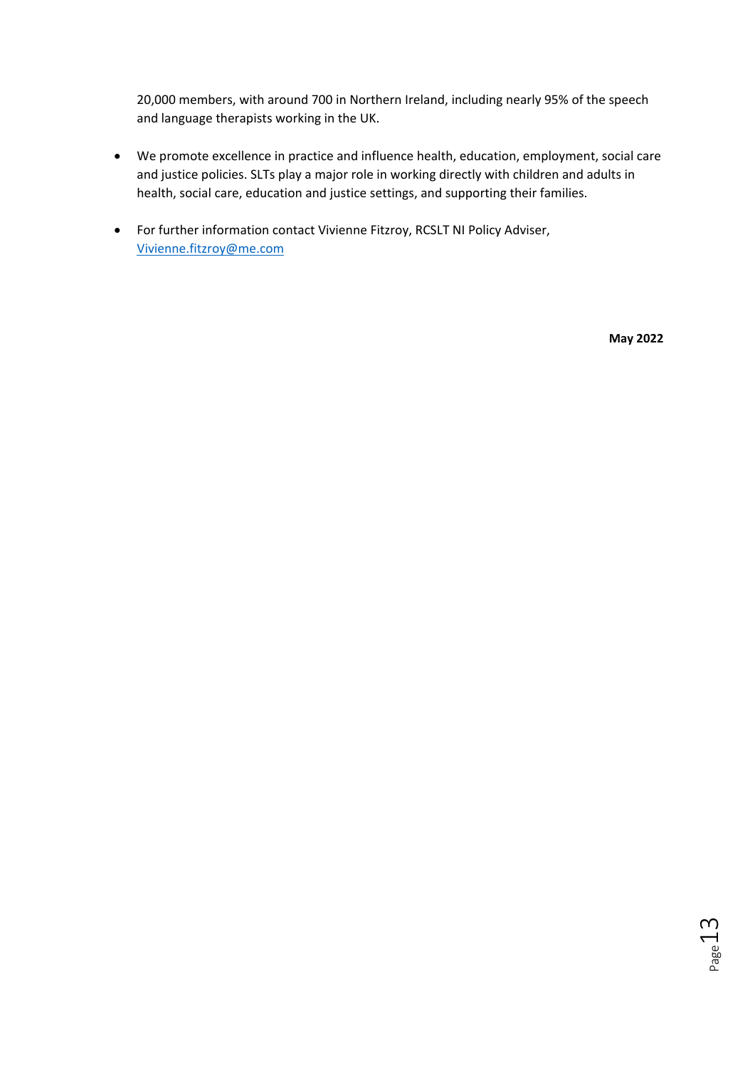20,000 members, with around 700 in Northern Ireland, including nearly 95% of the speech and language therapists working in the UK.

- We promote excellence in practice and influence health, education, employment, social care and justice policies. SLTs play a major role in working directly with children and adults in health, social care, education and justice settings, and supporting their families.

- For further information contact Vivienne Fitzroy, RCSLT NI Policy Adviser, [Vivienne.fitzroy@me.com](mailto:Vivienne.fitzroy@me.com)

**May 2022**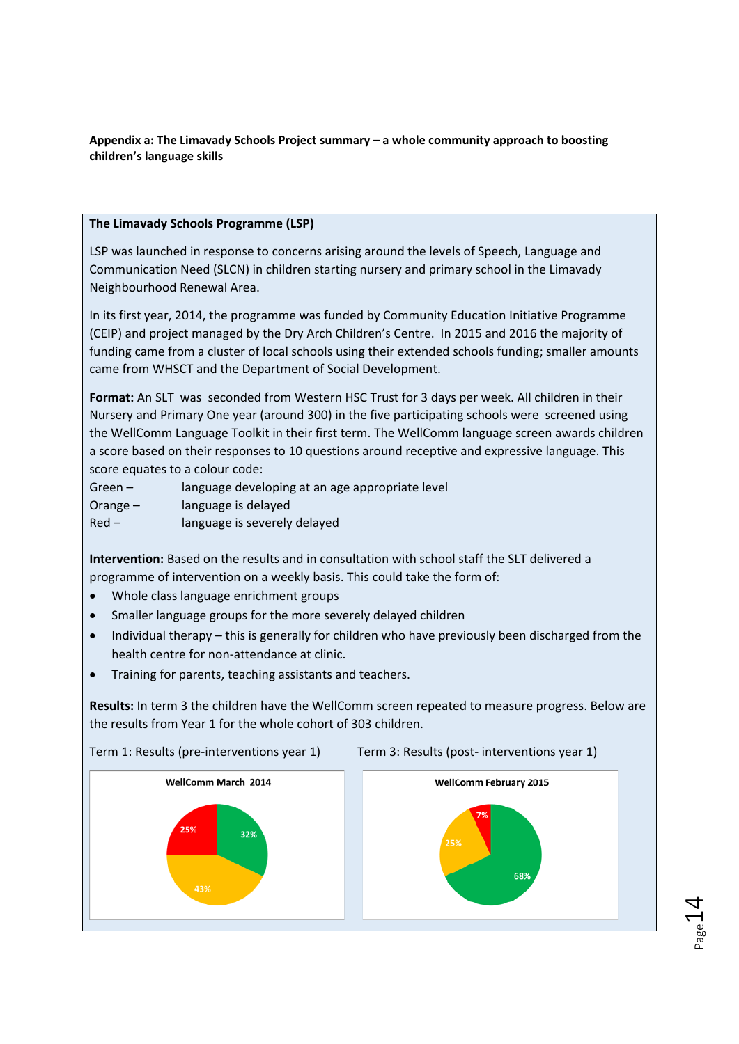**Appendix a: The Limavady Schools Project summary – a whole community approach to boosting children's language skills**

**The Limavady Schools Programme (LSP)**

LSP was launched in response to concerns arising around the levels of Speech, Language and Communication Need (SLCN) in children starting nursery and primary school in the Limavady Neighbourhood Renewal Area.

In its first year, 2014, the programme was funded by Community Education Initiative Programme (CEIP) and project managed by the Dry Arch Children's Centre. In 2015 and 2016 the majority of funding came from a cluster of local schools using their extended schools funding; smaller amounts came from WHSCT and the Department of Social Development.

**Format:** An SLT was seconded from Western HSC Trust for 3 days per week. All children in their Nursery and Primary One year (around 300) in the five participating schools were screened using the WellComm Language Toolkit in their first term. The WellComm language screen awards children a score based on their responses to 10 questions around receptive and expressive language. This score equates to a colour code:

Green – language developing at an age appropriate level
Orange – language is delayed
Red – language is severely delayed

**Intervention:** Based on the results and in consultation with school staff the SLT delivered a programme of intervention on a weekly basis. This could take the form of:

- Whole class language enrichment groups
- Smaller language groups for the more severely delayed children
- Individual therapy – this is generally for children who have previously been discharged from the health centre for non-attendance at clinic.
- Training for parents, teaching assistants and teachers.

**Results:** In term 3 the children have the WellComm screen repeated to measure progress. Below are the results from Year 1 for the whole cohort of 303 children.

Term 1: Results (pre-interventions year 1)

**WellComm March 2014**

| Colour | % |
|---|---|
| Green | 32% |
| Orange | 43% |
| Red | 25% |

Term 3: Results (post- interventions year 1)

**WellComm February 2015**

| Colour | % |
|---|---|
| Green | 68% |
| Orange | 25% |
| Red | 7% |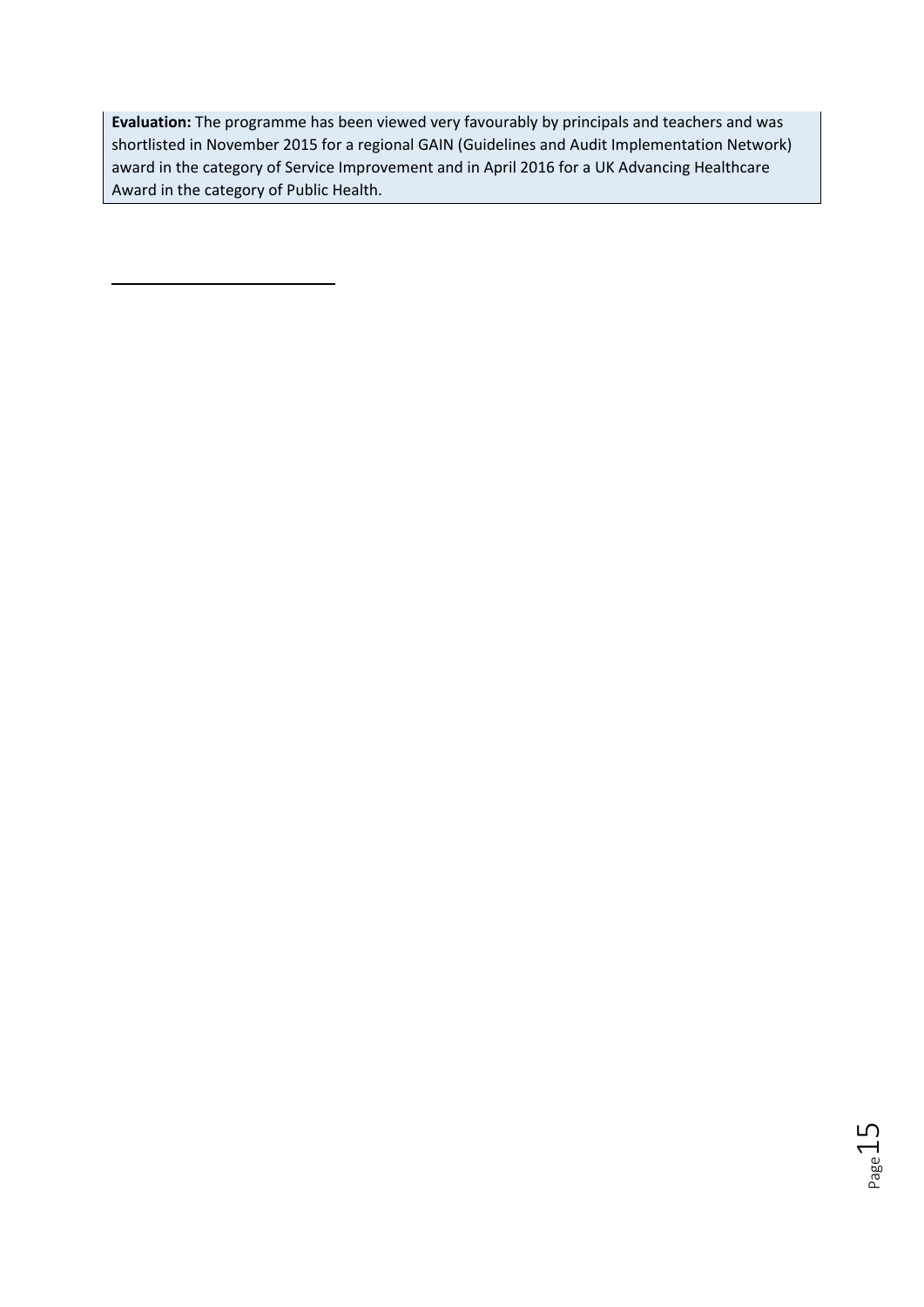**Evaluation:** The programme has been viewed very favourably by principals and teachers and was shortlisted in November 2015 for a regional GAIN (Guidelines and Audit Implementation Network) award in the category of Service Improvement and in April 2016 for a UK Advancing Healthcare Award in the category of Public Health.